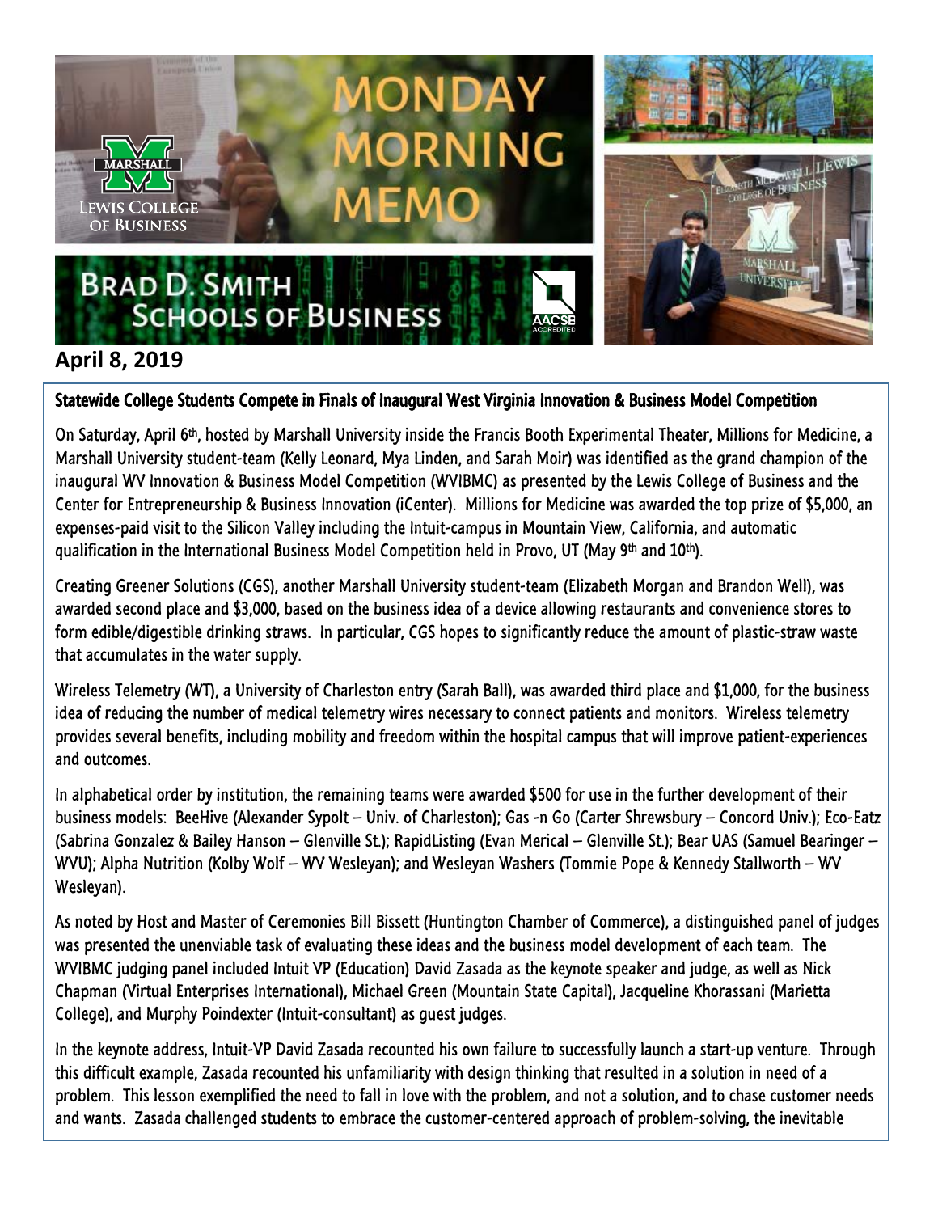# MONDAY MORNING MEMO

MARSHALL
LEWIS COLLEGE OF BUSINESS

BRAD D. SMITH SCHOOLS OF BUSINESS

**April 8, 2019**

## Statewide College Students Compete in Finals of Inaugural West Virginia Innovation & Business Model Competition

On Saturday, April 6th, hosted by Marshall University inside the Francis Booth Experimental Theater, Millions for Medicine, a Marshall University student-team (Kelly Leonard, Mya Linden, and Sarah Moir) was identified as the grand champion of the inaugural WV Innovation & Business Model Competition (WVIBMC) as presented by the Lewis College of Business and the Center for Entrepreneurship & Business Innovation (iCenter). Millions for Medicine was awarded the top prize of $5,000, an expenses-paid visit to the Silicon Valley including the Intuit-campus in Mountain View, California, and automatic qualification in the International Business Model Competition held in Provo, UT (May 9th and 10th).

Creating Greener Solutions (CGS), another Marshall University student-team (Elizabeth Morgan and Brandon Well), was awarded second place and $3,000, based on the business idea of a device allowing restaurants and convenience stores to form edible/digestible drinking straws. In particular, CGS hopes to significantly reduce the amount of plastic-straw waste that accumulates in the water supply.

Wireless Telemetry (WT), a University of Charleston entry (Sarah Ball), was awarded third place and $1,000, for the business idea of reducing the number of medical telemetry wires necessary to connect patients and monitors. Wireless telemetry provides several benefits, including mobility and freedom within the hospital campus that will improve patient-experiences and outcomes.

In alphabetical order by institution, the remaining teams were awarded $500 for use in the further development of their business models: BeeHive (Alexander Sypolt – Univ. of Charleston); Gas -n Go (Carter Shrewsbury – Concord Univ.); Eco-Eatz (Sabrina Gonzalez & Bailey Hanson – Glenville St.); RapidListing (Evan Merical – Glenville St.); Bear UAS (Samuel Bearinger – WVU); Alpha Nutrition (Kolby Wolf – WV Wesleyan); and Wesleyan Washers (Tommie Pope & Kennedy Stallworth – WV Wesleyan).

As noted by Host and Master of Ceremonies Bill Bissett (Huntington Chamber of Commerce), a distinguished panel of judges was presented the unenviable task of evaluating these ideas and the business model development of each team. The WVIBMC judging panel included Intuit VP (Education) David Zasada as the keynote speaker and judge, as well as Nick Chapman (Virtual Enterprises International), Michael Green (Mountain State Capital), Jacqueline Khorassani (Marietta College), and Murphy Poindexter (Intuit-consultant) as guest judges.

In the keynote address, Intuit-VP David Zasada recounted his own failure to successfully launch a start-up venture. Through this difficult example, Zasada recounted his unfamiliarity with design thinking that resulted in a solution in need of a problem. This lesson exemplified the need to fall in love with the problem, and not a solution, and to chase customer needs and wants. Zasada challenged students to embrace the customer-centered approach of problem-solving, the inevitable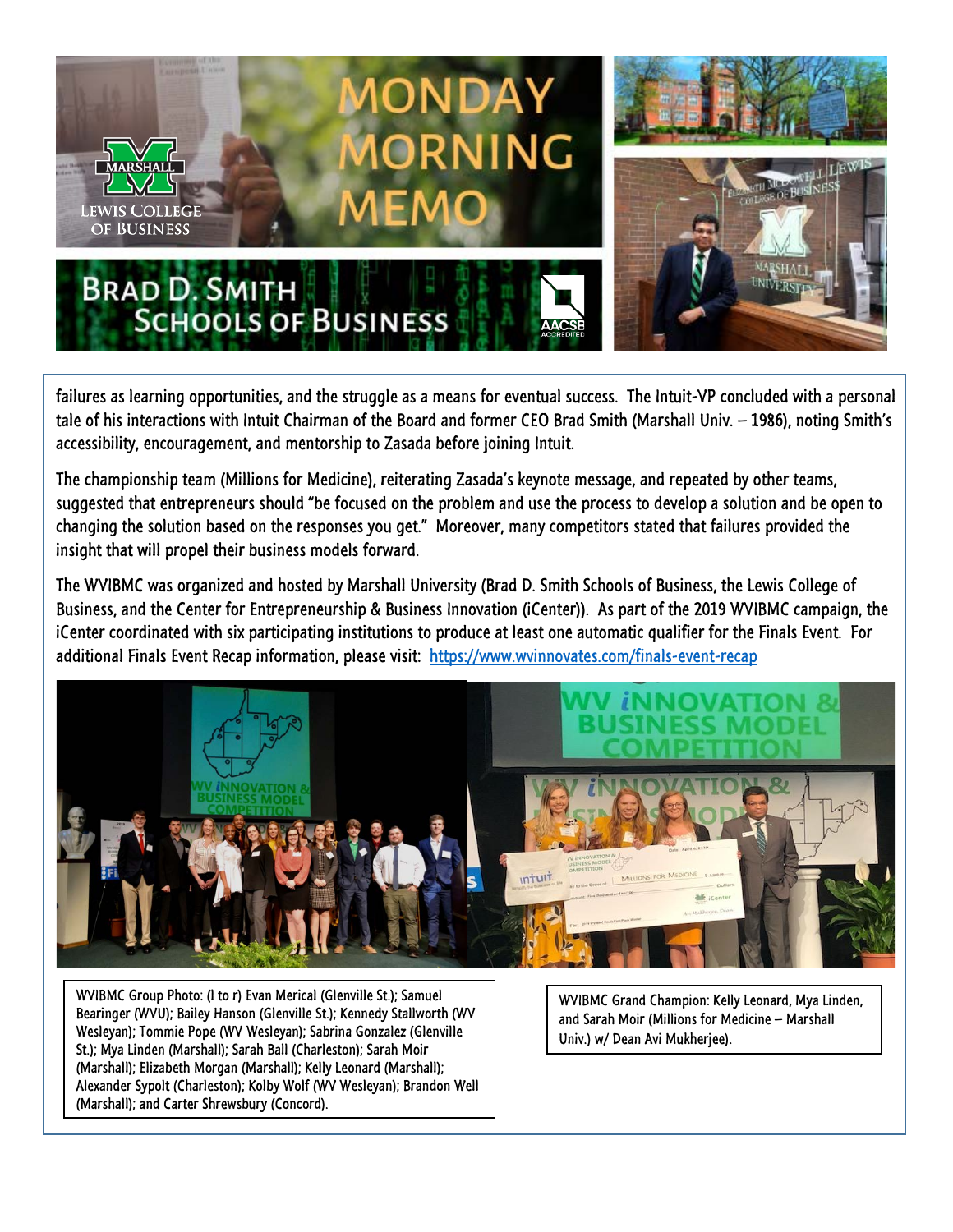# MONDAY MORNING MEMO

failures as learning opportunities, and the struggle as a means for eventual success. The Intuit-VP concluded with a personal tale of his interactions with Intuit Chairman of the Board and former CEO Brad Smith (Marshall Univ. – 1986), noting Smith's accessibility, encouragement, and mentorship to Zasada before joining Intuit.

The championship team (Millions for Medicine), reiterating Zasada's keynote message, and repeated by other teams, suggested that entrepreneurs should "be focused on the problem and use the process to develop a solution and be open to changing the solution based on the responses you get." Moreover, many competitors stated that failures provided the insight that will propel their business models forward.

The WVIBMC was organized and hosted by Marshall University (Brad D. Smith Schools of Business, the Lewis College of Business, and the Center for Entrepreneurship & Business Innovation (iCenter)). As part of the 2019 WVIBMC campaign, the iCenter coordinated with six participating institutions to produce at least one automatic qualifier for the Finals Event. For additional Finals Event Recap information, please visit: [https://www.wvinnovates.com/finals-event-recap](https://www.wvinnovates.com/finals-event-recap)

WVIBMC Group Photo: (l to r) Evan Merical (Glenville St.); Samuel Bearinger (WVU); Bailey Hanson (Glenville St.); Kennedy Stallworth (WV Wesleyan); Tommie Pope (WV Wesleyan); Sabrina Gonzalez (Glenville St.); Mya Linden (Marshall); Sarah Ball (Charleston); Sarah Moir (Marshall); Elizabeth Morgan (Marshall); Kelly Leonard (Marshall); Alexander Sypolt (Charleston); Kolby Wolf (WV Wesleyan); Brandon Well (Marshall); and Carter Shrewsbury (Concord).

WVIBMC Grand Champion: Kelly Leonard, Mya Linden, and Sarah Moir (Millions for Medicine – Marshall Univ.) w/ Dean Avi Mukherjee).